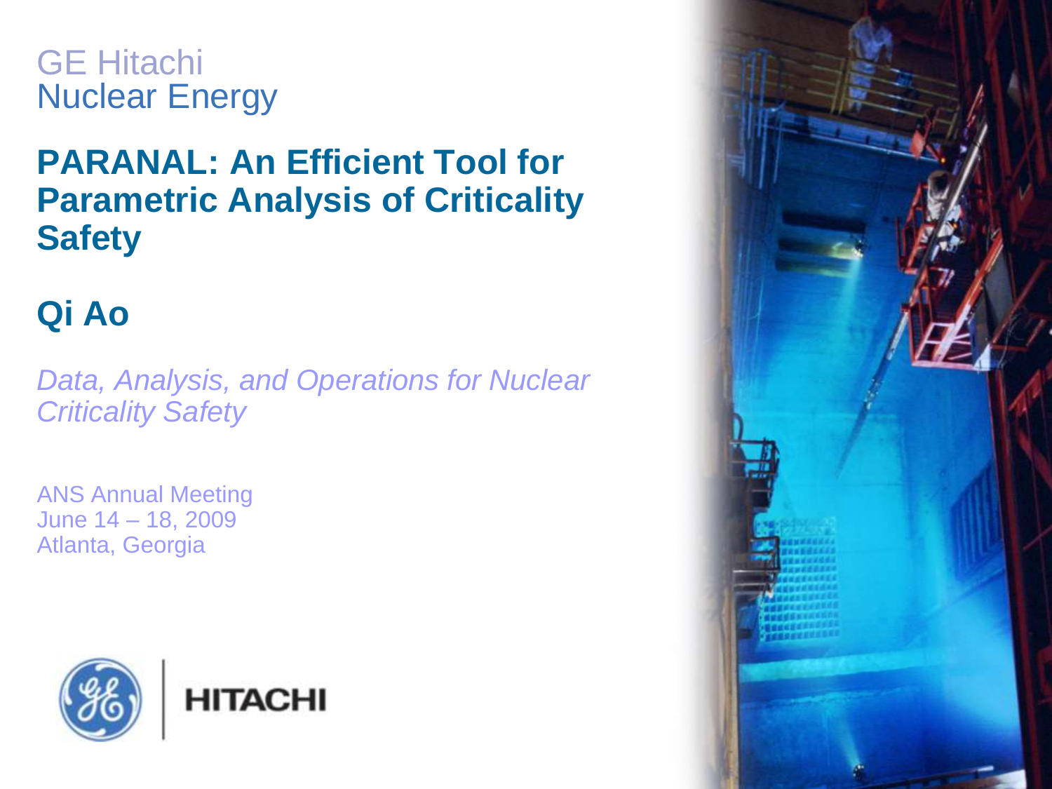GE Hitachi
Nuclear Energy

# PARANAL: An Efficient Tool for Parametric Analysis of Criticality Safety

## Qi Ao

*Data, Analysis, and Operations for Nuclear Criticality Safety*

ANS Annual Meeting
June 14 – 18, 2009
Atlanta, Georgia

HITACHI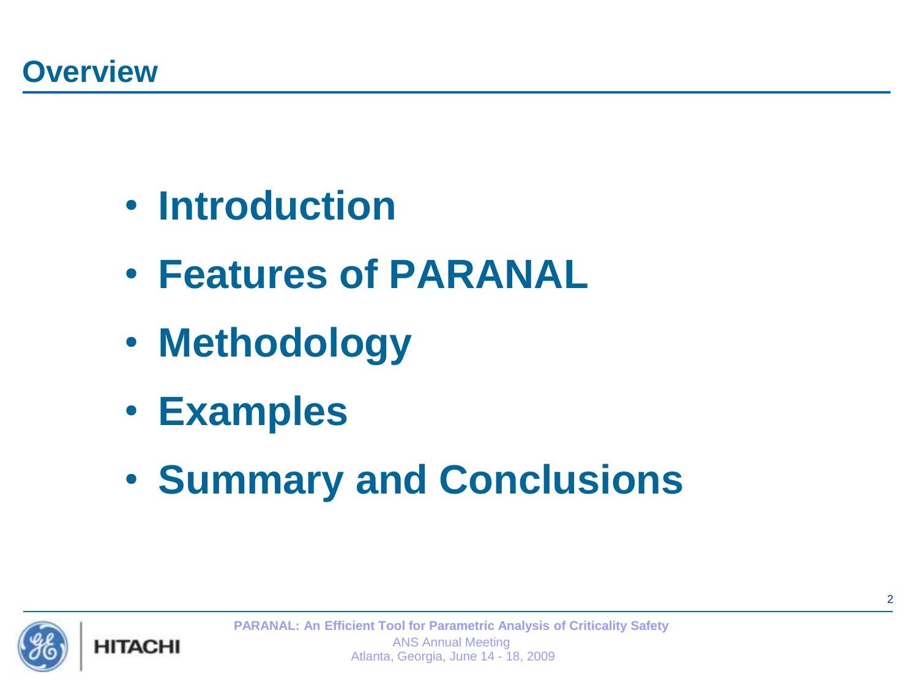# Overview

- **Introduction**
- **Features of PARANAL**
- **Methodology**
- **Examples**
- **Summary and Conclusions**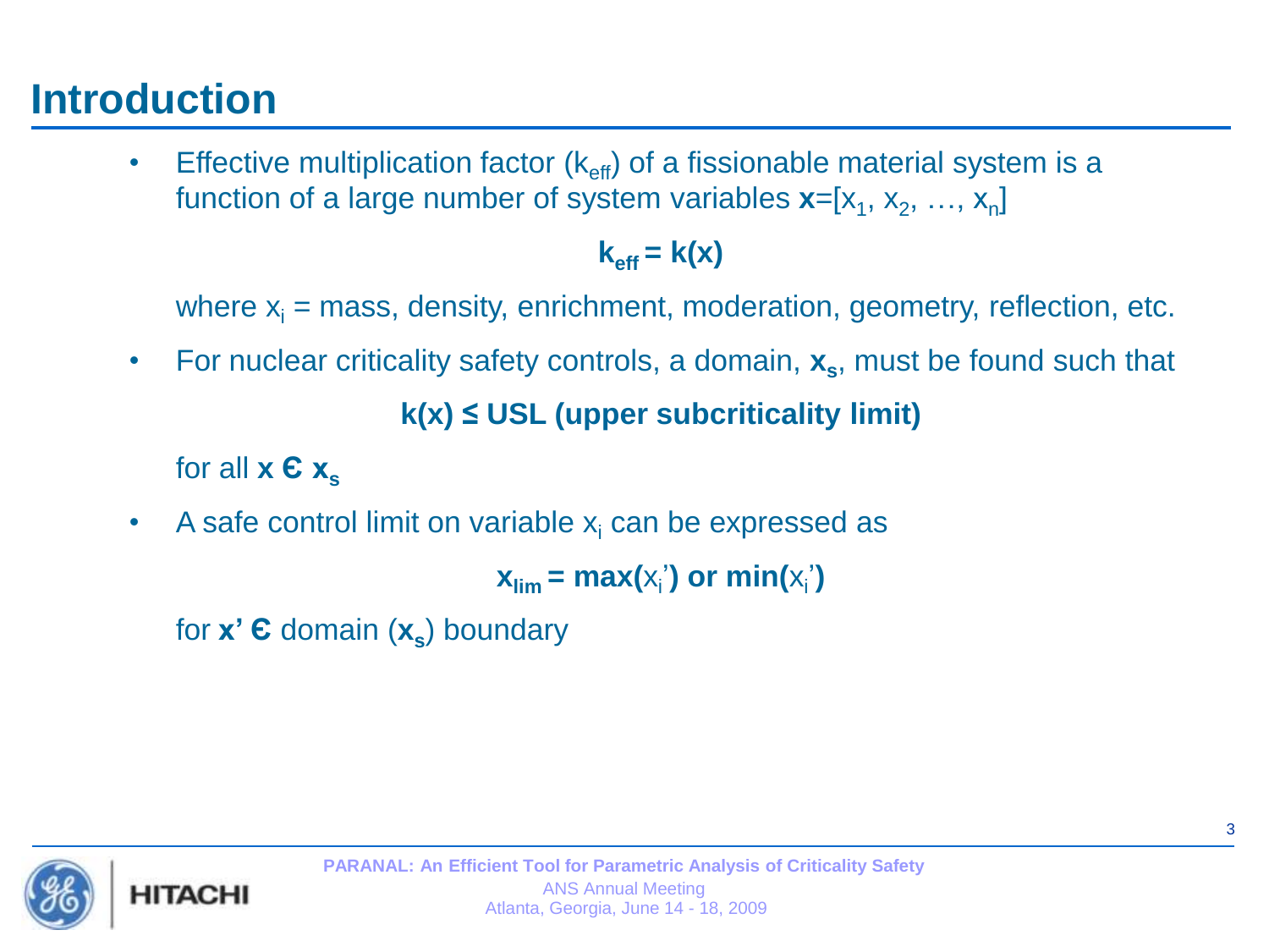# Introduction

- Effective multiplication factor ($k_{eff}$) of a fissionable material system is a function of a large number of system variables $\mathbf{x}=[x_1, x_2, \ldots, x_n]$

$$\mathbf{k_{eff} = k(x)}$$

where $x_i$ = mass, density, enrichment, moderation, geometry, reflection, etc.

- For nuclear criticality safety controls, a domain, $\mathbf{x_s}$, must be found such that

$$\mathbf{k(x) \leq USL} \text{ (upper subcriticality limit)}$$

for all $\mathbf{x} \in \mathbf{x_s}$

- A safe control limit on variable $x_i$ can be expressed as

$$\mathbf{x_{lim} = max(}x_i'\mathbf{)} \text{ or } \mathbf{min(}x_i'\mathbf{)}$$

for $\mathbf{x'} \in$ domain ($\mathbf{x_s}$) boundary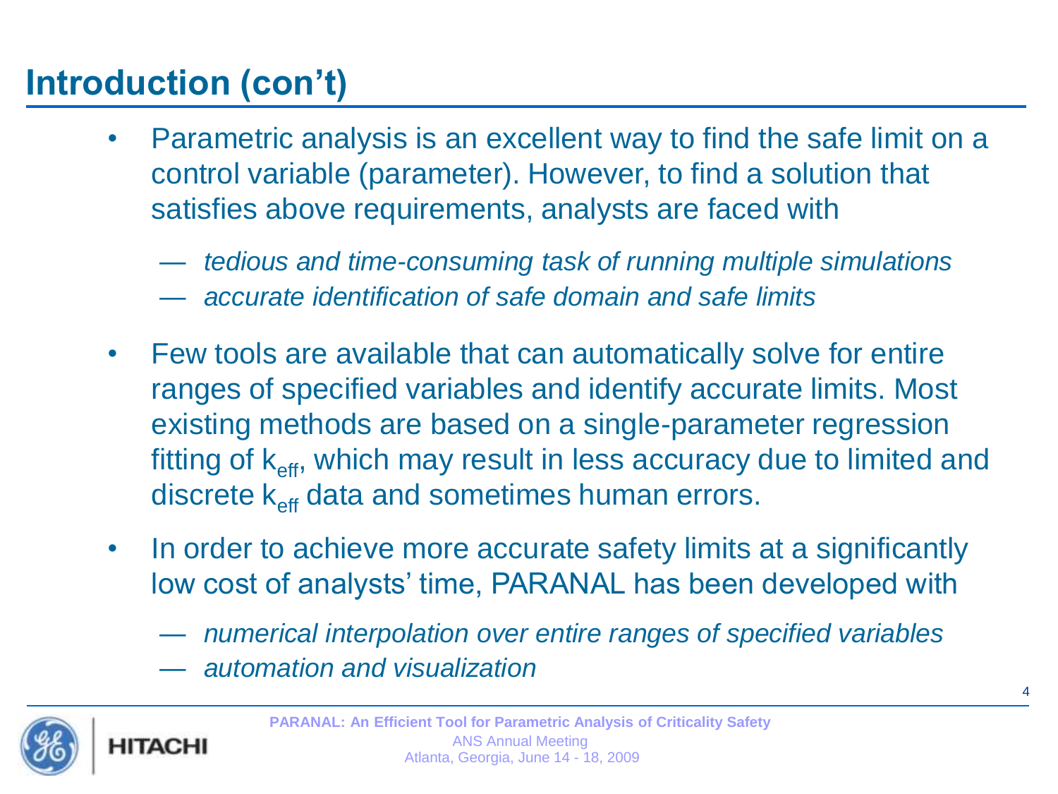# Introduction (con't)

- Parametric analysis is an excellent way to find the safe limit on a control variable (parameter). However, to find a solution that satisfies above requirements, analysts are faced with
  - *tedious and time-consuming task of running multiple simulations*
  - *accurate identification of safe domain and safe limits*
- Few tools are available that can automatically solve for entire ranges of specified variables and identify accurate limits. Most existing methods are based on a single-parameter regression fitting of $k_{eff}$, which may result in less accuracy due to limited and discrete $k_{eff}$ data and sometimes human errors.
- In order to achieve more accurate safety limits at a significantly low cost of analysts' time, PARANAL has been developed with
  - *numerical interpolation over entire ranges of specified variables*
  - *automation and visualization*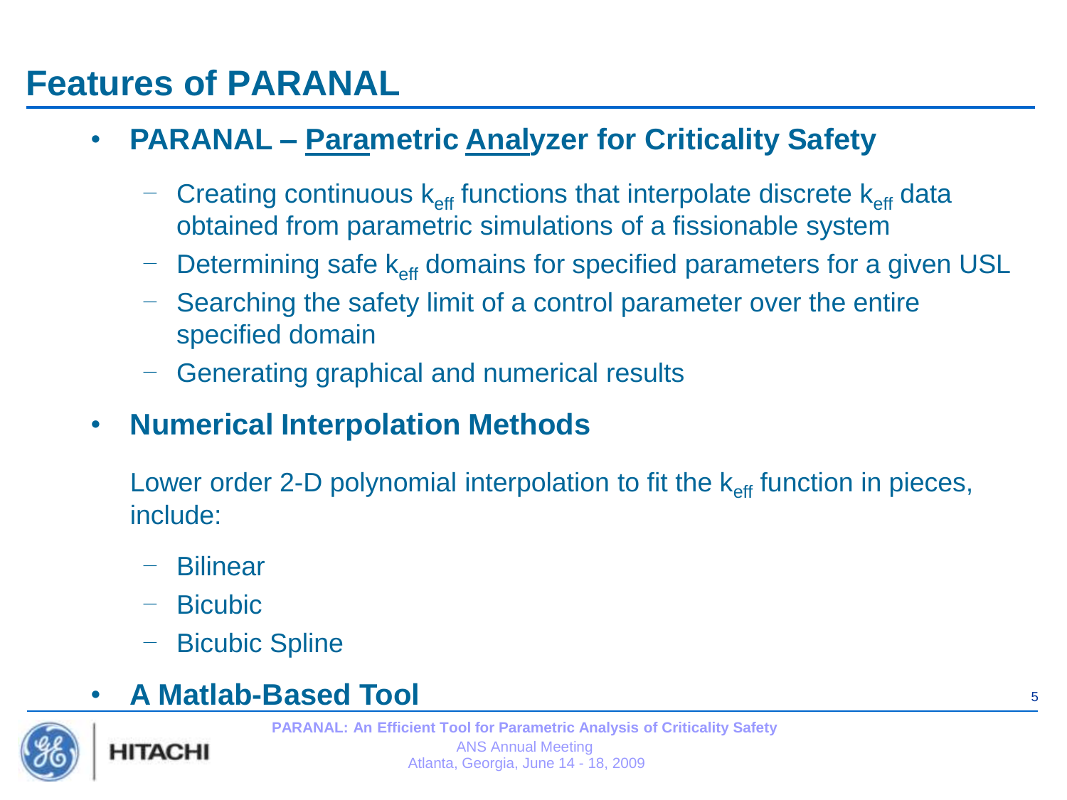# Features of PARANAL

- **PARANAL – <u>Para</u>metric <u>Anal</u>yzer for Criticality Safety**
  - Creating continuous $k_{eff}$ functions that interpolate discrete $k_{eff}$ data obtained from parametric simulations of a fissionable system
  - Determining safe $k_{eff}$ domains for specified parameters for a given USL
  - Searching the safety limit of a control parameter over the entire specified domain
  - Generating graphical and numerical results
- **Numerical Interpolation Methods**

  Lower order 2-D polynomial interpolation to fit the $k_{eff}$ function in pieces, include:

  - Bilinear
  - Bicubic
  - Bicubic Spline
- **A Matlab-Based Tool**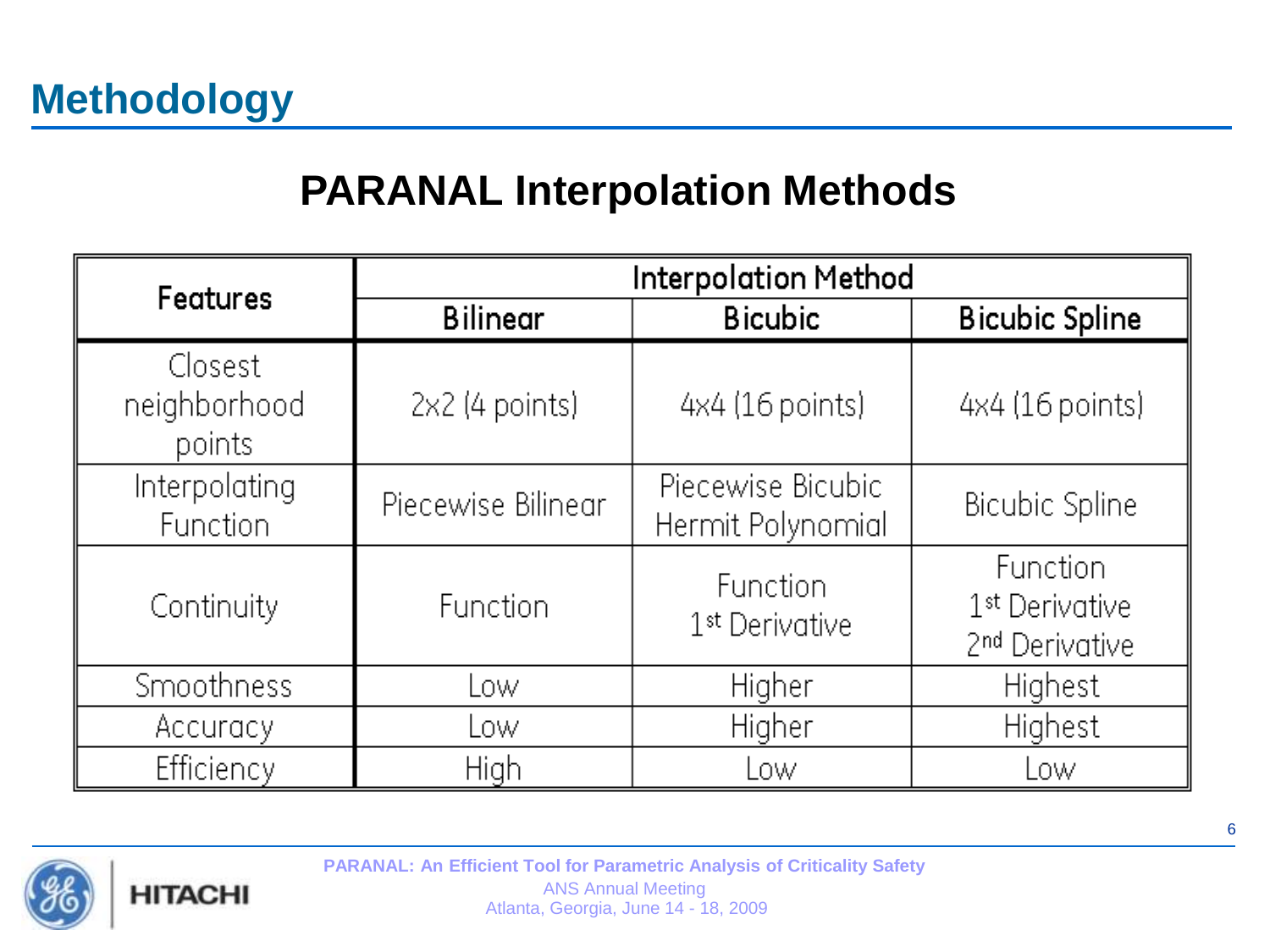# Methodology

## PARANAL Interpolation Methods

| Features | Interpolation Method | | |
|---|---|---|---|
| | Bilinear | Bicubic | Bicubic Spline |
| Closest neighborhood points | 2x2 (4 points) | 4x4 (16 points) | 4x4 (16 points) |
| Interpolating Function | Piecewise Bilinear | Piecewise Bicubic Hermit Polynomial | Bicubic Spline |
| Continuity | Function | Function<br>1st Derivative | Function<br>1st Derivative<br>2nd Derivative |
| Smoothness | Low | Higher | Highest |
| Accuracy | Low | Higher | Highest |
| Efficiency | High | Low | Low |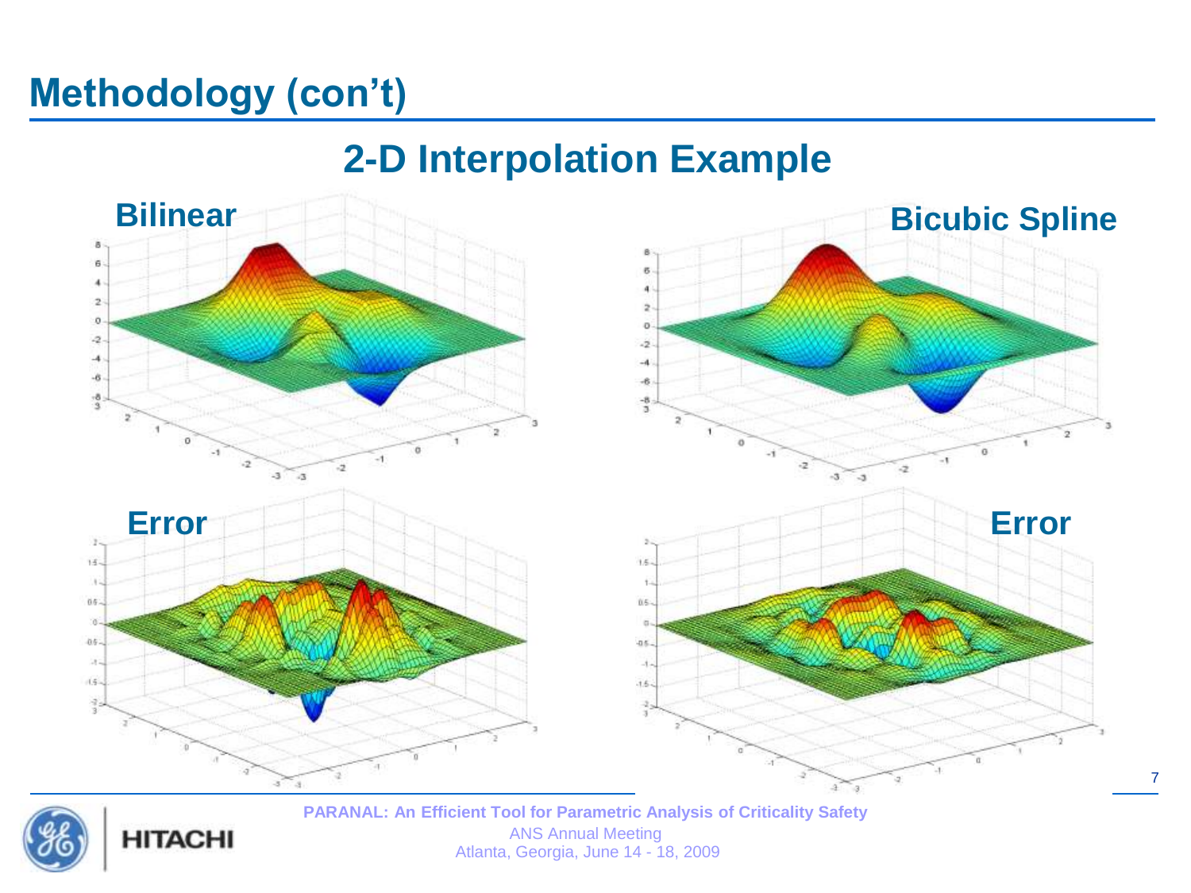# Methodology (con't)

## 2-D Interpolation Example

**Bilinear**

**Bicubic Spline**

**Error**

**Error**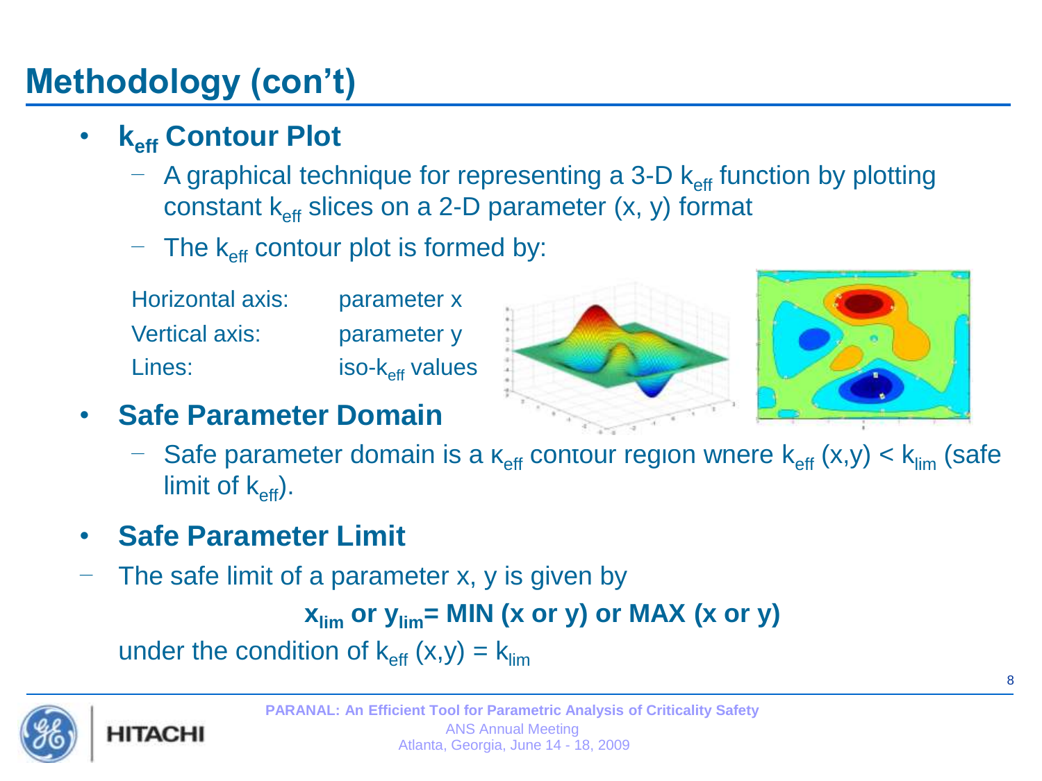# Methodology (con't)

- **$k_{eff}$ Contour Plot**
  - A graphical technique for representing a 3-D $k_{eff}$ function by plotting constant $k_{eff}$ slices on a 2-D parameter (x, y) format
  - The $k_{eff}$ contour plot is formed by:

| | |
|---|---|
| Horizontal axis: | parameter x |
| Vertical axis: | parameter y |
| Lines: | iso-$k_{eff}$ values |

- **Safe Parameter Domain**
  - Safe parameter domain is a $k_{eff}$ contour region where $k_{eff}$ (x,y) < $k_{lim}$ (safe limit of $k_{eff}$).

- **Safe Parameter Limit**

– The safe limit of a parameter x, y is given by

$$\mathbf{x_{lim} \text{ or } y_{lim} = MIN\ (x \text{ or } y) \text{ or } MAX\ (x \text{ or } y)}$$

under the condition of $k_{eff}$ (x,y) = $k_{lim}$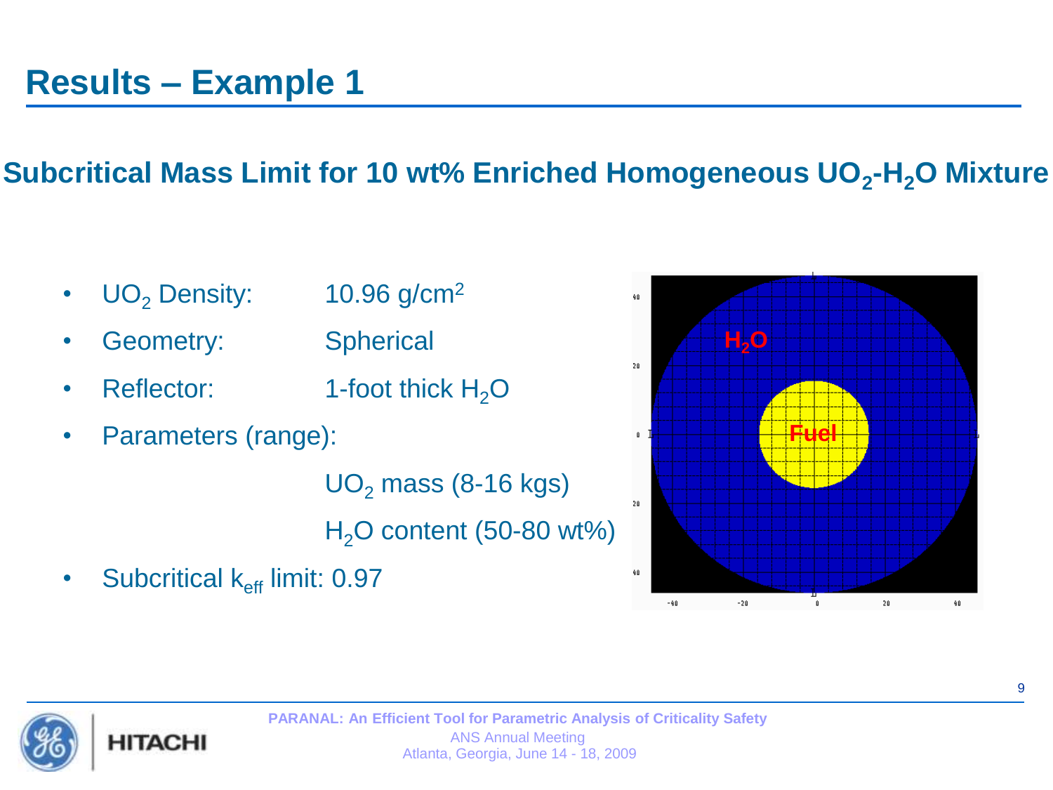# Results – Example 1

## Subcritical Mass Limit for 10 wt% Enriched Homogeneous $UO_2$-$H_2O$ Mixture

- $UO_2$ Density: 10.96 g/cm$^2$
- Geometry: Spherical
- Reflector: 1-foot thick $H_2O$
- Parameters (range):
  - $UO_2$ mass (8-16 kgs)
  - $H_2O$ content (50-80 wt%)
- Subcritical $k_{eff}$ limit: 0.97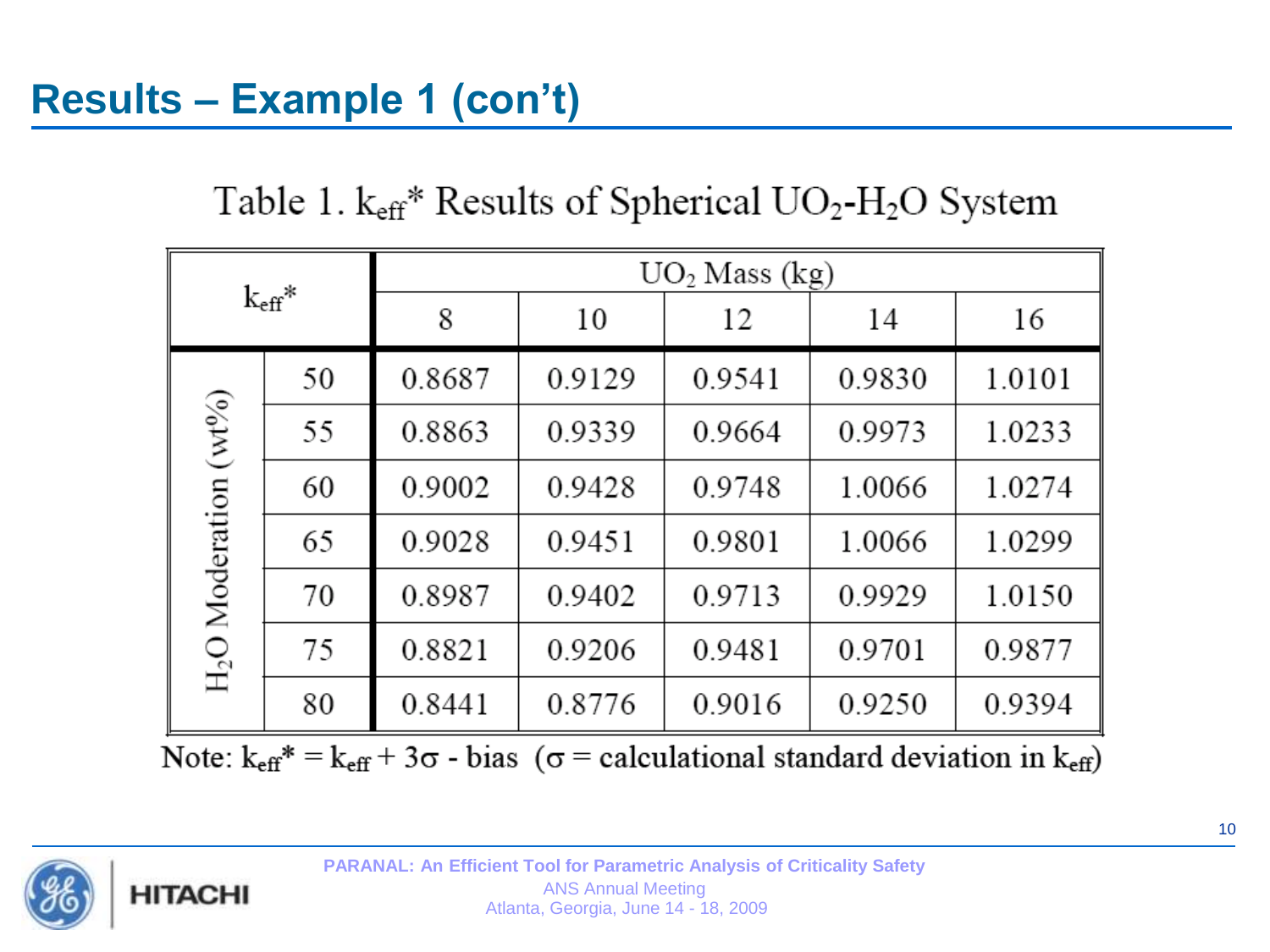# Results – Example 1 (con't)

Table 1. $k_{eff}^*$ Results of Spherical $UO_2$-$H_2O$ System

| $k_{eff}^*$ | | $UO_2$ Mass (kg) | | | | |
|---|---|---|---|---|---|---|
| | | 8 | 10 | 12 | 14 | 16 |
| $H_2O$ Moderation (wt%) | 50 | 0.8687 | 0.9129 | 0.9541 | 0.9830 | 1.0101 |
| | 55 | 0.8863 | 0.9339 | 0.9664 | 0.9973 | 1.0233 |
| | 60 | 0.9002 | 0.9428 | 0.9748 | 1.0066 | 1.0274 |
| | 65 | 0.9028 | 0.9451 | 0.9801 | 1.0066 | 1.0299 |
| | 70 | 0.8987 | 0.9402 | 0.9713 | 0.9929 | 1.0150 |
| | 75 | 0.8821 | 0.9206 | 0.9481 | 0.9701 | 0.9877 |
| | 80 | 0.8441 | 0.8776 | 0.9016 | 0.9250 | 0.9394 |

Note: $k_{eff}^* = k_{eff} + 3\sigma$ - bias ($\sigma$ = calculational standard deviation in $k_{eff}$)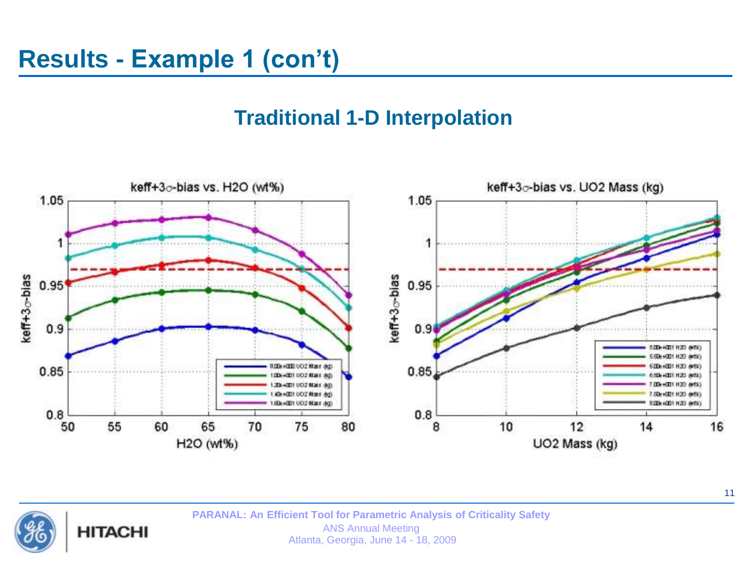# Results - Example 1 (con't)

## Traditional 1-D Interpolation

**keff+3σ-bias vs. H2O (wt%)**

keff+3σ-bias

H2O (wt%)

- 8.00e+000 UO2 Mass (kg)
- 1.00e+001 UO2 Mass (kg)
- 1.20e+001 UO2 Mass (kg)
- 1.40e+001 UO2 Mass (kg)
- 1.60e+001 UO2 Mass (kg)

**keff+3σ-bias vs. UO2 Mass (kg)**

keff+3σ-bias

UO2 Mass (kg)

- 5.00e+001 H2O (wt%)
- 5.50e+001 H2O (wt%)
- 6.00e+001 H2O (wt%)
- 6.50e+001 H2O (wt%)
- 7.00e+001 H2O (wt%)
- 7.50e+001 H2O (wt%)
- 8.00e+001 H2O (wt%)

PARANAL: An Efficient Tool for Parametric Analysis of Criticality Safety
ANS Annual Meeting
Atlanta, Georgia, June 14 - 18, 2009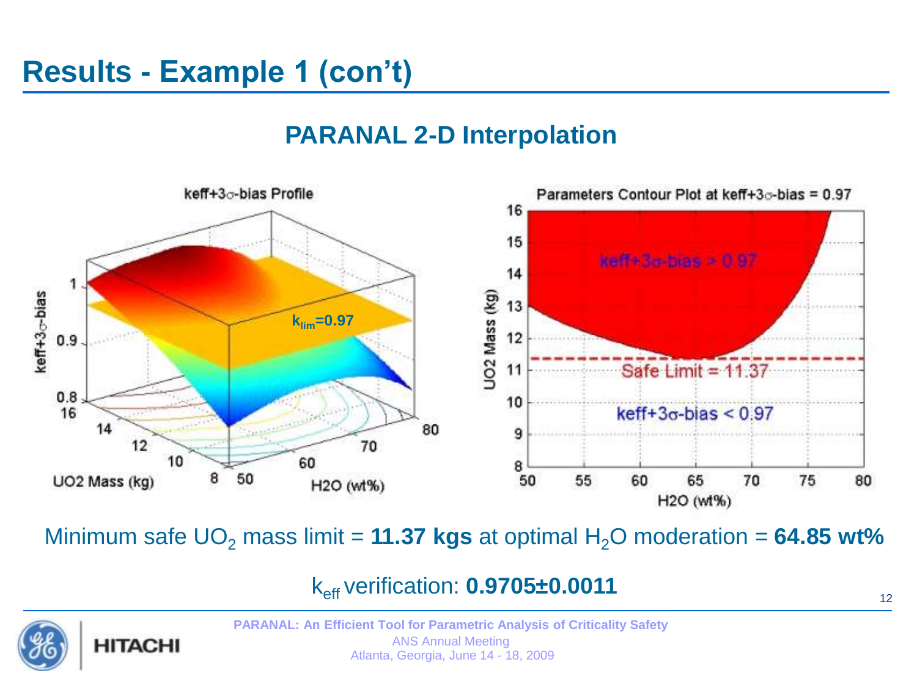# Results - Example 1 (con't)

## PARANAL 2-D Interpolation

Minimum safe $UO_2$ mass limit = **11.37 kgs** at optimal $H_2O$ moderation = **64.85 wt%**

$k_{eff}$ verification: **0.9705±0.0011**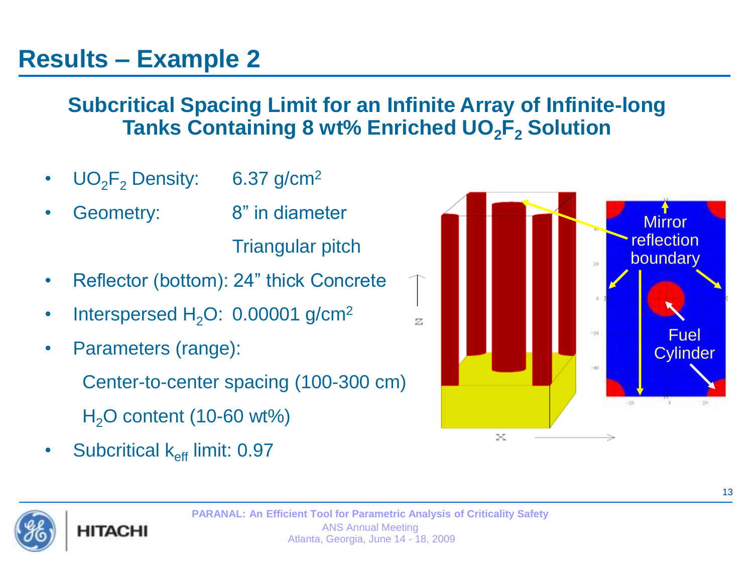# Results – Example 2

## Subcritical Spacing Limit for an Infinite Array of Infinite-long Tanks Containing 8 wt% Enriched $UO_2F_2$ Solution

- $UO_2F_2$ Density: 6.37 g/cm$^2$
- Geometry: 8” in diameter
  
  Triangular pitch
- Reflector (bottom): 24” thick Concrete
- Interspersed $H_2O$: 0.00001 g/cm$^2$
- Parameters (range):
  
  Center-to-center spacing (100-300 cm)
  
  $H_2O$ content (10-60 wt%)
- Subcritical $k_{eff}$ limit: 0.97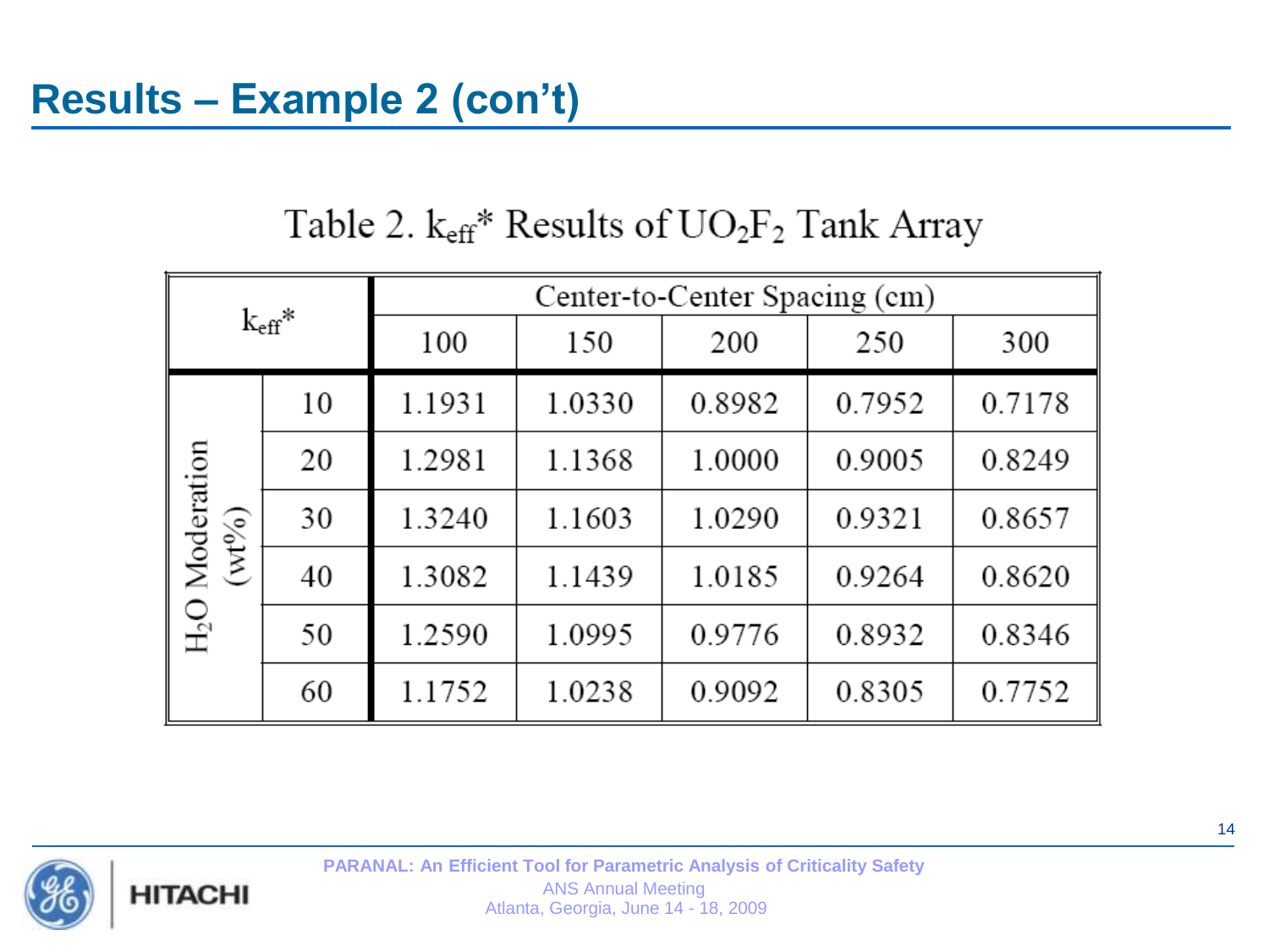# Results – Example 2 (con't)

Table 2. $k_{eff}$* Results of $UO_2F_2$ Tank Array

| $k_{eff}$* | | Center-to-Center Spacing (cm) | | | | |
|---|---|---|---|---|---|---|
| | | 100 | 150 | 200 | 250 | 300 |
| $H_2O$ Moderation (wt%) | 10 | 1.1931 | 1.0330 | 0.8982 | 0.7952 | 0.7178 |
| | 20 | 1.2981 | 1.1368 | 1.0000 | 0.9005 | 0.8249 |
| | 30 | 1.3240 | 1.1603 | 1.0290 | 0.9321 | 0.8657 |
| | 40 | 1.3082 | 1.1439 | 1.0185 | 0.9264 | 0.8620 |
| | 50 | 1.2590 | 1.0995 | 0.9776 | 0.8932 | 0.8346 |
| | 60 | 1.1752 | 1.0238 | 0.9092 | 0.8305 | 0.7752 |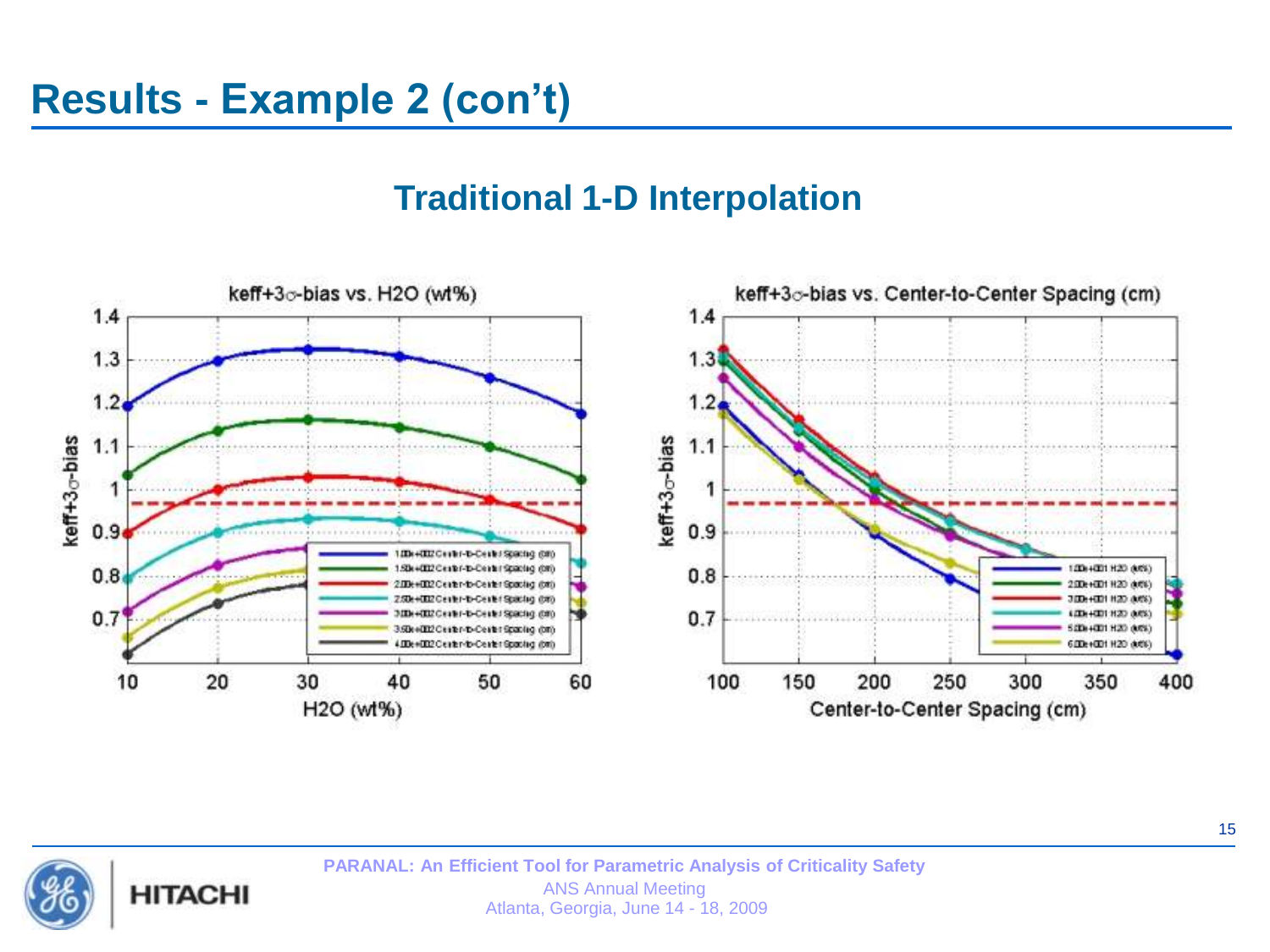# Results - Example 2 (con't)

## Traditional 1-D Interpolation

keff+3σ-bias vs. H2O (wt%)

keff+3σ-bias vs. Center-to-Center Spacing (cm)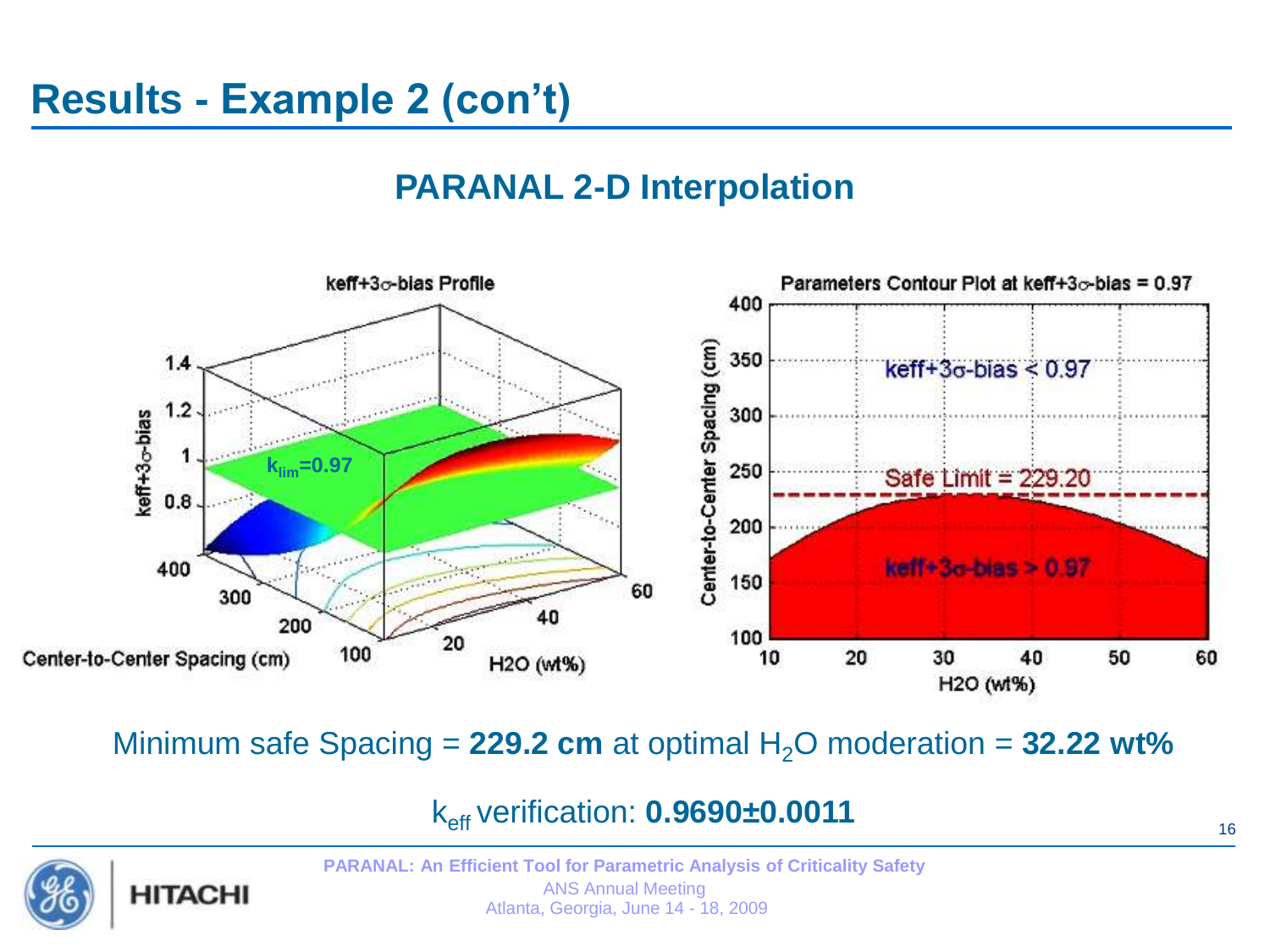# Results - Example 2 (con't)

## PARANAL 2-D Interpolation

Minimum safe Spacing = **229.2 cm** at optimal $H_2O$ moderation = **32.22 wt%**

$k_{eff}$ verification: **0.9690±0.0011**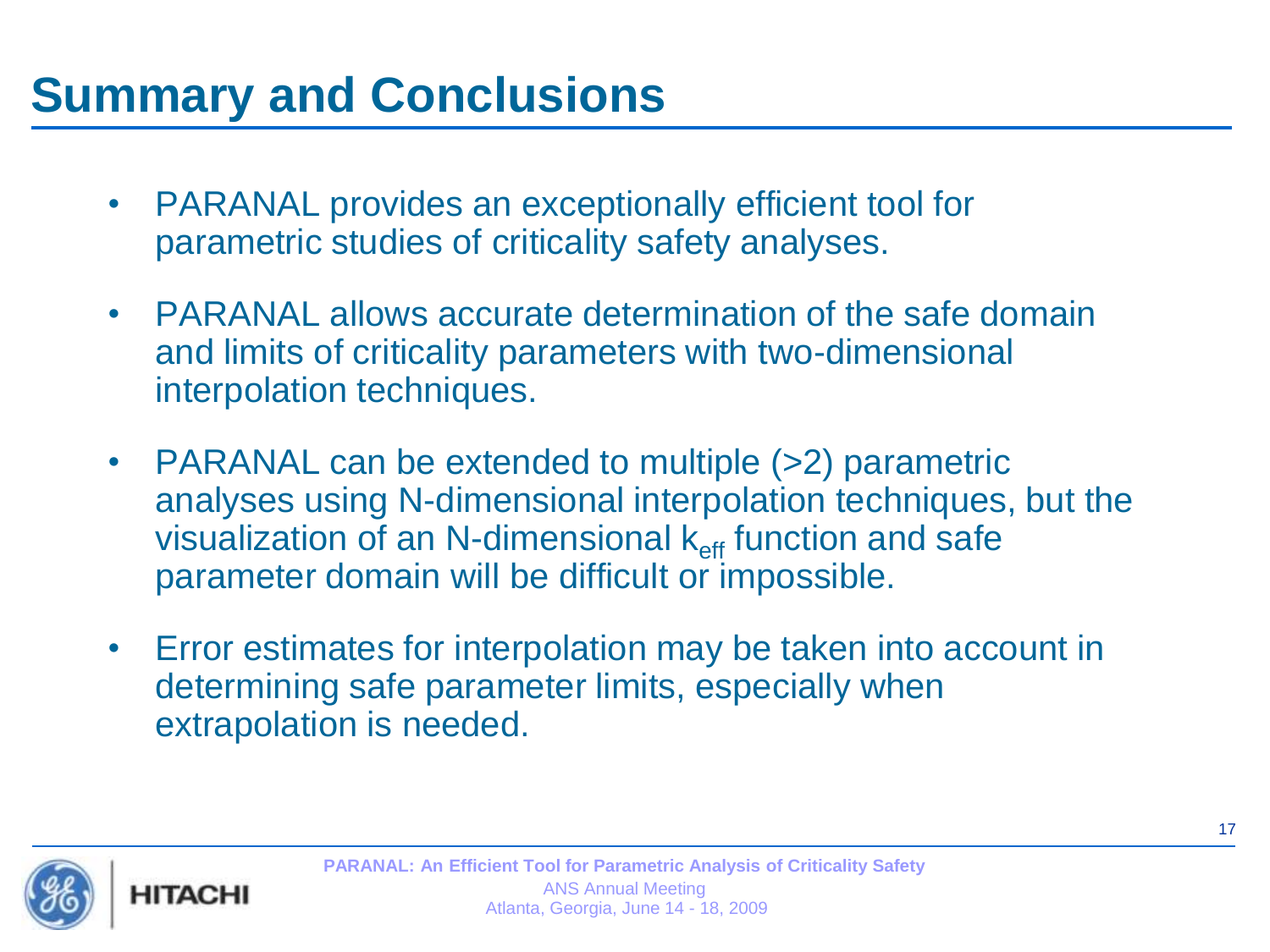# Summary and Conclusions

- PARANAL provides an exceptionally efficient tool for parametric studies of criticality safety analyses.
- PARANAL allows accurate determination of the safe domain and limits of criticality parameters with two-dimensional interpolation techniques.
- PARANAL can be extended to multiple (>2) parametric analyses using N-dimensional interpolation techniques, but the visualization of an N-dimensional $k_{eff}$ function and safe parameter domain will be difficult or impossible.
- Error estimates for interpolation may be taken into account in determining safe parameter limits, especially when extrapolation is needed.